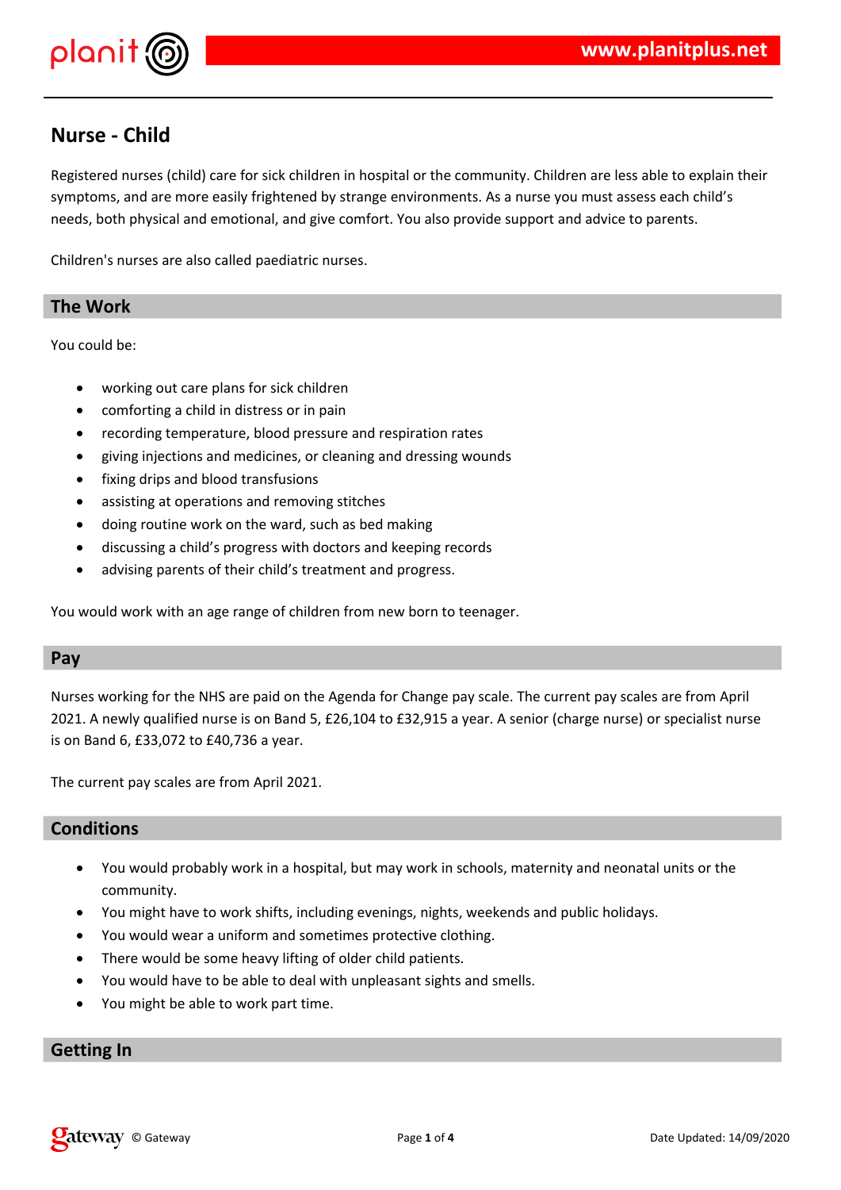# Nurse - Child

Registered nurses (child) care for sick children in hospital or the community. Children are less able to explain their symptoms, and are more easily frightened by strange environments. As a nurse you must assess each child's needs, both physical and emotional, and give comfort. You also provide support and advice to parents.

Children's nurses are also called paediatric nurses.

## The Work

You could be:

- working out care plans for sick children
- comforting a child in distress or in pain
- recording temperature, blood pressure and respiration rates
- giving injections and medicines, or cleaning and dressing wounds
- fixing drips and blood transfusions
- assisting at operations and removing stitches
- doing routine work on the ward, such as bed making
- discussing a child's progress with doctors and keeping records
- advising parents of their child's treatment and progress.

You would work with an age range of children from new born to teenager.

## Pay

Nurses working for the NHS are paid on the Agenda for Change pay scale. The current pay scales are from April 2021. A newly qualified nurse is on Band 5, £26,104 to £32,915 a year. A senior (charge nurse) or specialist nurse is on Band 6, £33,072 to £40,736 a year.

The current pay scales are from April 2021.

## Conditions

- You would probably work in a hospital, but may work in schools, maternity and neonatal units or the community.
- You might have to work shifts, including evenings, nights, weekends and public holidays.
- You would wear a uniform and sometimes protective clothing.
- There would be some heavy lifting of older child patients.
- You would have to be able to deal with unpleasant sights and smells.
- You might be able to work part time.

## Getting In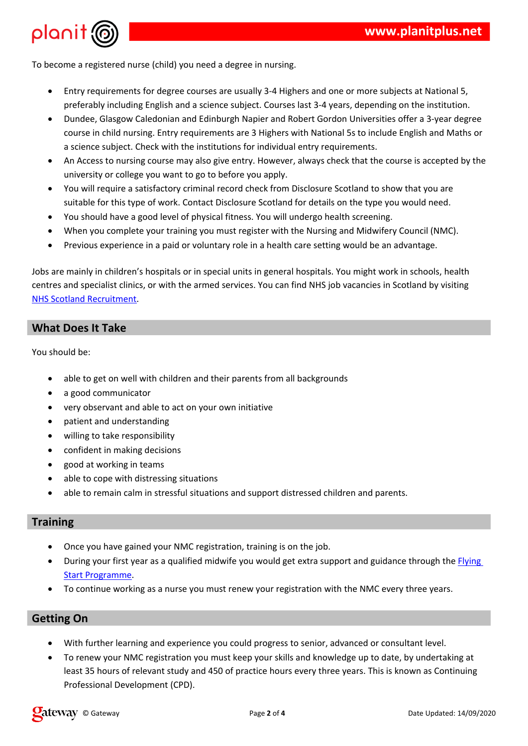To become a registered nurse (child) you need a degree in nursing.

- Entry requirements for degree courses are usually 3-4 Highers and one or more subjects at National 5, preferably including English and a science subject. Courses last 3-4 years, depending on the institution.
- Dundee, Glasgow Caledonian and Edinburgh Napier and Robert Gordon Universities offer a 3-year degree course in child nursing. Entry requirements are 3 Highers with National 5s to include English and Maths or a science subject. Check with the institutions for individual entry requirements.
- An Access to nursing course may also give entry. However, always check that the course is accepted by the university or college you want to go to before you apply.
- You will require a satisfactory criminal record check from Disclosure Scotland to show that you are suitable for this type of work. Contact Disclosure Scotland for details on the type you would need.
- You should have a good level of physical fitness. You will undergo health screening.
- When you complete your training you must register with the Nursing and Midwifery Council (NMC).
- Previous experience in a paid or voluntary role in a health care setting would be an advantage.

Jobs are mainly in children's hospitals or in special units in general hospitals. You might work in schools, health centres and specialist clinics, or with the armed services. You can find NHS job vacancies in Scotland by visiting NHS Scotland Recruitment.

## What Does It Take

You should be:

- able to get on well with children and their parents from all backgrounds
- a good communicator
- very observant and able to act on your own initiative
- patient and understanding
- willing to take responsibility
- confident in making decisions
- good at working in teams
- able to cope with distressing situations
- able to remain calm in stressful situations and support distressed children and parents.

## Training

- Once you have gained your NMC registration, training is on the job.
- During your first year as a qualified midwife you would get extra support and guidance through the Flying Start Programme.
- To continue working as a nurse you must renew your registration with the NMC every three years.

## Getting On

- With further learning and experience you could progress to senior, advanced or consultant level.
- To renew your NMC registration you must keep your skills and knowledge up to date, by undertaking at least 35 hours of relevant study and 450 of practice hours every three years. This is known as Continuing Professional Development (CPD).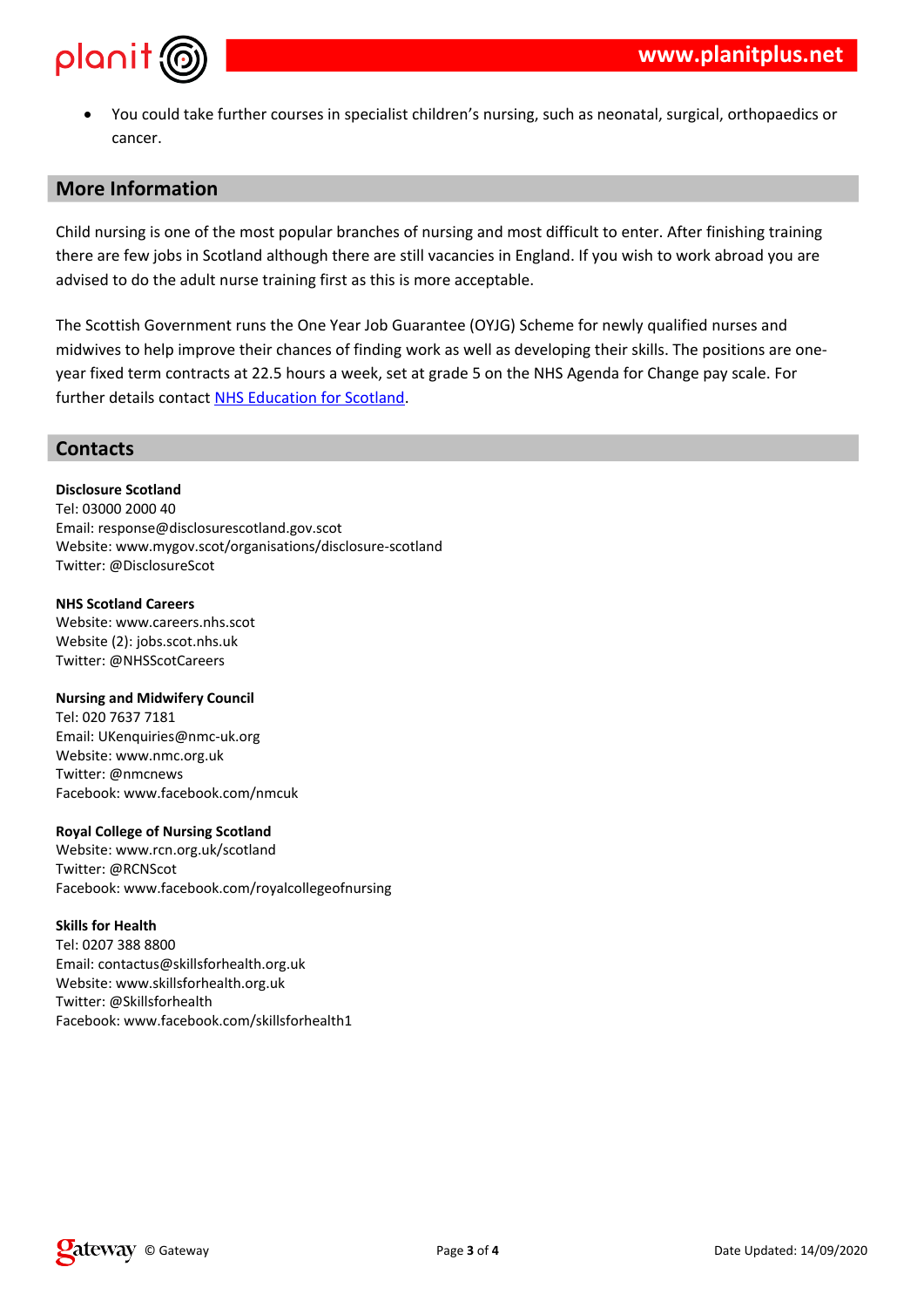- You could take further courses in specialist children's nursing, such as neonatal, surgical, orthopaedics or cancer.

## More Information

Child nursing is one of the most popular branches of nursing and most difficult to enter. After finishing training there are few jobs in Scotland although there are still vacancies in England. If you wish to work abroad you are advised to do the adult nurse training first as this is more acceptable.

The Scottish Government runs the One Year Job Guarantee (OYJG) Scheme for newly qualified nurses and midwives to help improve their chances of finding work as well as developing their skills. The positions are one-year fixed term contracts at 22.5 hours a week, set at grade 5 on the NHS Agenda for Change pay scale. For further details contact NHS Education for Scotland.

## Contacts

**Disclosure Scotland**
Tel: 03000 2000 40
Email: response@disclosurescotland.gov.scot
Website: www.mygov.scot/organisations/disclosure-scotland
Twitter: @DisclosureScot

**NHS Scotland Careers**
Website: www.careers.nhs.scot
Website (2): jobs.scot.nhs.uk
Twitter: @NHSScotCareers

**Nursing and Midwifery Council**
Tel: 020 7637 7181
Email: UKenquiries@nmc-uk.org
Website: www.nmc.org.uk
Twitter: @nmcnews
Facebook: www.facebook.com/nmcuk

**Royal College of Nursing Scotland**
Website: www.rcn.org.uk/scotland
Twitter: @RCNScot
Facebook: www.facebook.com/royalcollegeofnursing

**Skills for Health**
Tel: 0207 388 8800
Email: contactus@skillsforhealth.org.uk
Website: www.skillsforhealth.org.uk
Twitter: @Skillsforhealth
Facebook: www.facebook.com/skillsforhealth1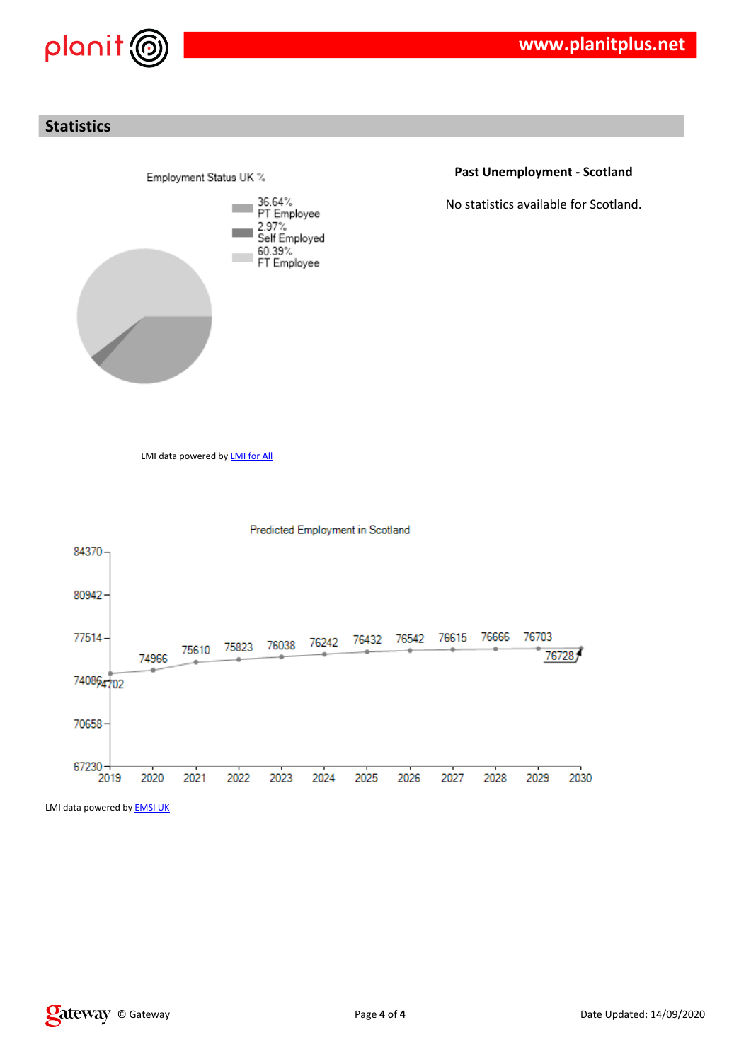## Statistics

Employment Status UK %

36.64%
PT Employee
2.97%
Self Employed
60.39%
FT Employee

LMI data powered by [LMI for All](LMI for All)

**Past Unemployment - Scotland**

No statistics available for Scotland.

Predicted Employment in Scotland

84370
80942
77514
74086
70658
67230

2019 2020 2021 2022 2023 2024 2025 2026 2027 2028 2029 2030

74702 74966 75610 75823 76038 76242 76432 76542 76615 76666 76703 76728

LMI data powered by EMSI UK